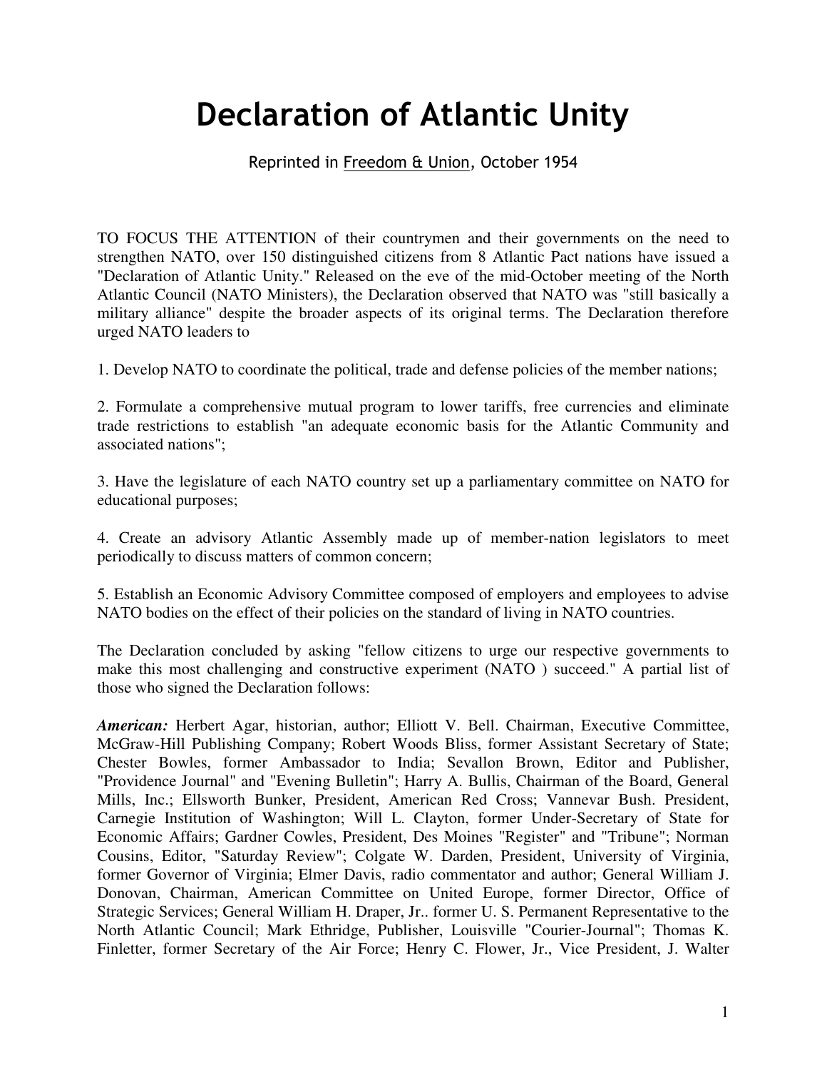# Declaration of Atlantic Unity

Reprinted in Freedom & Union, October 1954

TO FOCUS THE ATTENTION of their countrymen and their governments on the need to strengthen NATO, over 150 distinguished citizens from 8 Atlantic Pact nations have issued a "Declaration of Atlantic Unity." Released on the eve of the mid-October meeting of the North Atlantic Council (NATO Ministers), the Declaration observed that NATO was "still basically a military alliance" despite the broader aspects of its original terms. The Declaration therefore urged NATO leaders to

1. Develop NATO to coordinate the political, trade and defense policies of the member nations;

2. Formulate a comprehensive mutual program to lower tariffs, free currencies and eliminate trade restrictions to establish "an adequate economic basis for the Atlantic Community and associated nations";

3. Have the legislature of each NATO country set up a parliamentary committee on NATO for educational purposes;

4. Create an advisory Atlantic Assembly made up of member-nation legislators to meet periodically to discuss matters of common concern;

5. Establish an Economic Advisory Committee composed of employers and employees to advise NATO bodies on the effect of their policies on the standard of living in NATO countries.

The Declaration concluded by asking "fellow citizens to urge our respective governments to make this most challenging and constructive experiment (NATO ) succeed." A partial list of those who signed the Declaration follows:

***American:*** Herbert Agar, historian, author; Elliott V. Bell. Chairman, Executive Committee, McGraw-Hill Publishing Company; Robert Woods Bliss, former Assistant Secretary of State; Chester Bowles, former Ambassador to India; Sevallon Brown, Editor and Publisher, "Providence Journal" and "Evening Bulletin"; Harry A. Bullis, Chairman of the Board, General Mills, Inc.; Ellsworth Bunker, President, American Red Cross; Vannevar Bush. President, Carnegie Institution of Washington; Will L. Clayton, former Under-Secretary of State for Economic Affairs; Gardner Cowles, President, Des Moines "Register" and "Tribune"; Norman Cousins, Editor, "Saturday Review"; Colgate W. Darden, President, University of Virginia, former Governor of Virginia; Elmer Davis, radio commentator and author; General William J. Donovan, Chairman, American Committee on United Europe, former Director, Office of Strategic Services; General William H. Draper, Jr.. former U. S. Permanent Representative to the North Atlantic Council; Mark Ethridge, Publisher, Louisville "Courier-Journal"; Thomas K. Finletter, former Secretary of the Air Force; Henry C. Flower, Jr., Vice President, J. Walter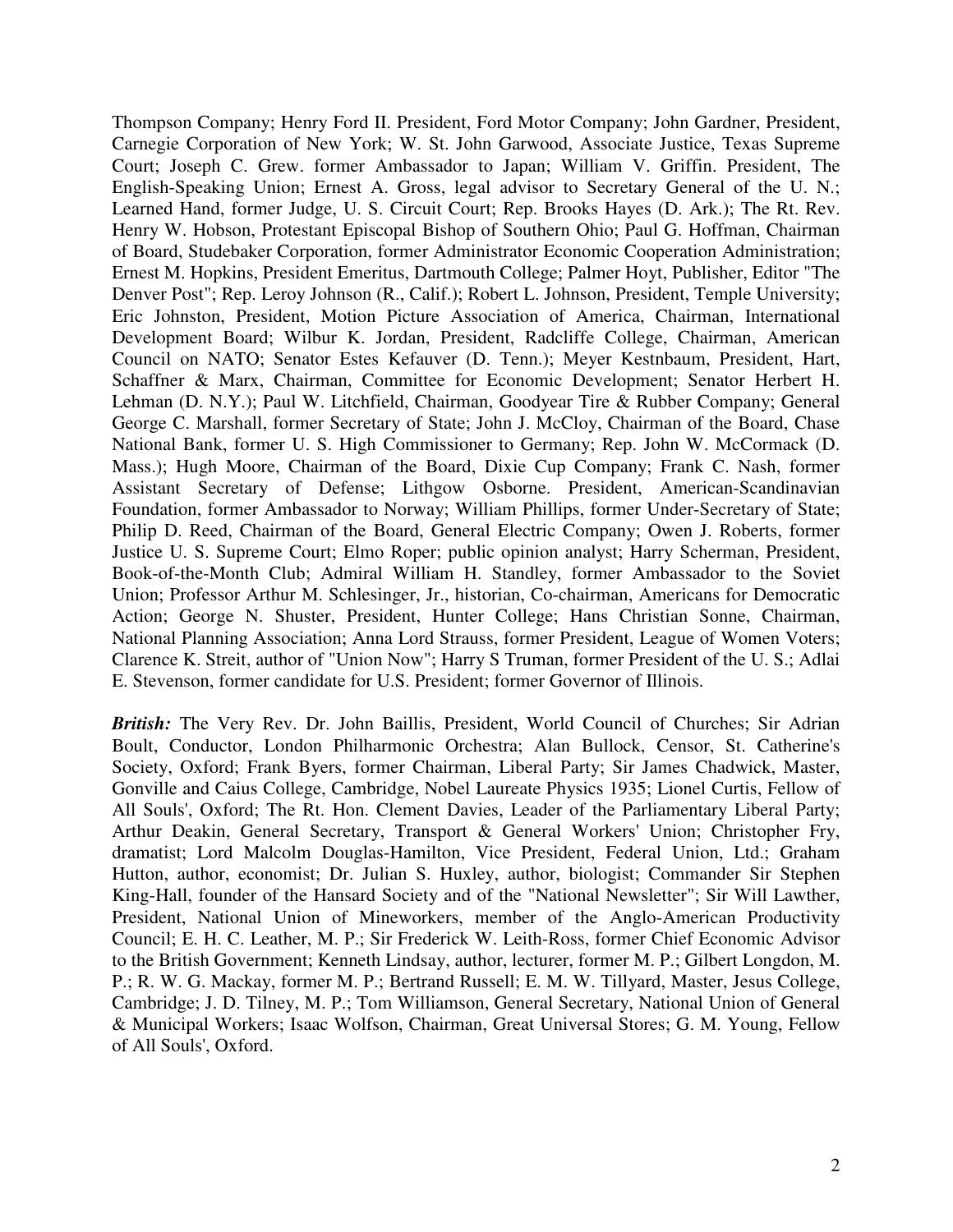Thompson Company; Henry Ford II. President, Ford Motor Company; John Gardner, President, Carnegie Corporation of New York; W. St. John Garwood, Associate Justice, Texas Supreme Court; Joseph C. Grew. former Ambassador to Japan; William V. Griffin. President, The English-Speaking Union; Ernest A. Gross, legal advisor to Secretary General of the U. N.; Learned Hand, former Judge, U. S. Circuit Court; Rep. Brooks Hayes (D. Ark.); The Rt. Rev. Henry W. Hobson, Protestant Episcopal Bishop of Southern Ohio; Paul G. Hoffman, Chairman of Board, Studebaker Corporation, former Administrator Economic Cooperation Administration; Ernest M. Hopkins, President Emeritus, Dartmouth College; Palmer Hoyt, Publisher, Editor "The Denver Post"; Rep. Leroy Johnson (R., Calif.); Robert L. Johnson, President, Temple University; Eric Johnston, President, Motion Picture Association of America, Chairman, International Development Board; Wilbur K. Jordan, President, Radcliffe College, Chairman, American Council on NATO; Senator Estes Kefauver (D. Tenn.); Meyer Kestnbaum, President, Hart, Schaffner & Marx, Chairman, Committee for Economic Development; Senator Herbert H. Lehman (D. N.Y.); Paul W. Litchfield, Chairman, Goodyear Tire & Rubber Company; General George C. Marshall, former Secretary of State; John J. McCloy, Chairman of the Board, Chase National Bank, former U. S. High Commissioner to Germany; Rep. John W. McCormack (D. Mass.); Hugh Moore, Chairman of the Board, Dixie Cup Company; Frank C. Nash, former Assistant Secretary of Defense; Lithgow Osborne. President, American-Scandinavian Foundation, former Ambassador to Norway; William Phillips, former Under-Secretary of State; Philip D. Reed, Chairman of the Board, General Electric Company; Owen J. Roberts, former Justice U. S. Supreme Court; Elmo Roper; public opinion analyst; Harry Scherman, President, Book-of-the-Month Club; Admiral William H. Standley, former Ambassador to the Soviet Union; Professor Arthur M. Schlesinger, Jr., historian, Co-chairman, Americans for Democratic Action; George N. Shuster, President, Hunter College; Hans Christian Sonne, Chairman, National Planning Association; Anna Lord Strauss, former President, League of Women Voters; Clarence K. Streit, author of "Union Now"; Harry S Truman, former President of the U. S.; Adlai E. Stevenson, former candidate for U.S. President; former Governor of Illinois.

***British:*** The Very Rev. Dr. John Baillis, President, World Council of Churches; Sir Adrian Boult, Conductor, London Philharmonic Orchestra; Alan Bullock, Censor, St. Catherine's Society, Oxford; Frank Byers, former Chairman, Liberal Party; Sir James Chadwick, Master, Gonville and Caius College, Cambridge, Nobel Laureate Physics 1935; Lionel Curtis, Fellow of All Souls', Oxford; The Rt. Hon. Clement Davies, Leader of the Parliamentary Liberal Party; Arthur Deakin, General Secretary, Transport & General Workers' Union; Christopher Fry, dramatist; Lord Malcolm Douglas-Hamilton, Vice President, Federal Union, Ltd.; Graham Hutton, author, economist; Dr. Julian S. Huxley, author, biologist; Commander Sir Stephen King-Hall, founder of the Hansard Society and of the "National Newsletter"; Sir Will Lawther, President, National Union of Mineworkers, member of the Anglo-American Productivity Council; E. H. C. Leather, M. P.; Sir Frederick W. Leith-Ross, former Chief Economic Advisor to the British Government; Kenneth Lindsay, author, lecturer, former M. P.; Gilbert Longdon, M. P.; R. W. G. Mackay, former M. P.; Bertrand Russell; E. M. W. Tillyard, Master, Jesus College, Cambridge; J. D. Tilney, M. P.; Tom Williamson, General Secretary, National Union of General & Municipal Workers; Isaac Wolfson, Chairman, Great Universal Stores; G. M. Young, Fellow of All Souls', Oxford.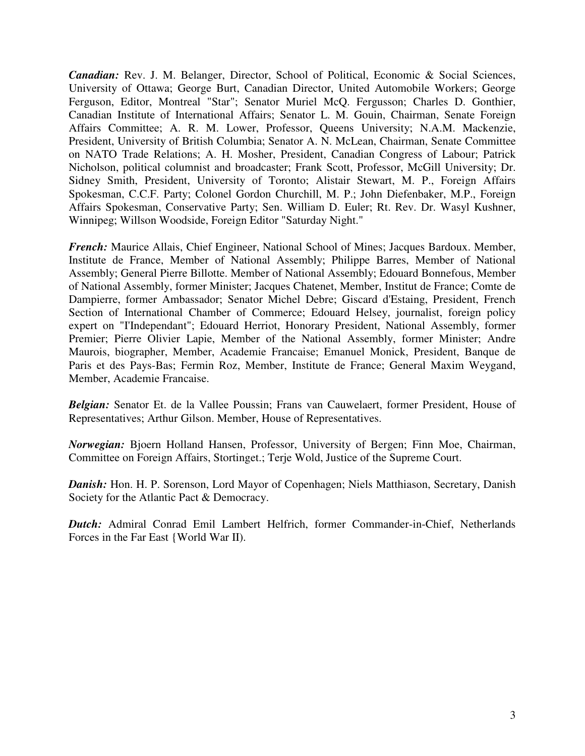***Canadian:*** Rev. J. M. Belanger, Director, School of Political, Economic & Social Sciences, University of Ottawa; George Burt, Canadian Director, United Automobile Workers; George Ferguson, Editor, Montreal "Star"; Senator Muriel McQ. Fergusson; Charles D. Gonthier, Canadian Institute of International Affairs; Senator L. M. Gouin, Chairman, Senate Foreign Affairs Committee; A. R. M. Lower, Professor, Queens University; N.A.M. Mackenzie, President, University of British Columbia; Senator A. N. McLean, Chairman, Senate Committee on NATO Trade Relations; A. H. Mosher, President, Canadian Congress of Labour; Patrick Nicholson, political columnist and broadcaster; Frank Scott, Professor, McGill University; Dr. Sidney Smith, President, University of Toronto; Alistair Stewart, M. P., Foreign Affairs Spokesman, C.C.F. Party; Colonel Gordon Churchill, M. P.; John Diefenbaker, M.P., Foreign Affairs Spokesman, Conservative Party; Sen. William D. Euler; Rt. Rev. Dr. Wasyl Kushner, Winnipeg; Willson Woodside, Foreign Editor "Saturday Night."

***French:*** Maurice Allais, Chief Engineer, National School of Mines; Jacques Bardoux. Member, Institute de France, Member of National Assembly; Philippe Barres, Member of National Assembly; General Pierre Billotte. Member of National Assembly; Edouard Bonnefous, Member of National Assembly, former Minister; Jacques Chatenet, Member, Institut de France; Comte de Dampierre, former Ambassador; Senator Michel Debre; Giscard d'Estaing, President, French Section of International Chamber of Commerce; Edouard Helsey, journalist, foreign policy expert on "I'Independant"; Edouard Herriot, Honorary President, National Assembly, former Premier; Pierre Olivier Lapie, Member of the National Assembly, former Minister; Andre Maurois, biographer, Member, Academie Francaise; Emanuel Monick, President, Banque de Paris et des Pays-Bas; Fermin Roz, Member, Institute de France; General Maxim Weygand, Member, Academie Francaise.

***Belgian:*** Senator Et. de la Vallee Poussin; Frans van Cauwelaert, former President, House of Representatives; Arthur Gilson. Member, House of Representatives.

***Norwegian:*** Bjoern Holland Hansen, Professor, University of Bergen; Finn Moe, Chairman, Committee on Foreign Affairs, Stortinget.; Terje Wold, Justice of the Supreme Court.

***Danish:*** Hon. H. P. Sorenson, Lord Mayor of Copenhagen; Niels Matthiason, Secretary, Danish Society for the Atlantic Pact & Democracy.

***Dutch:*** Admiral Conrad Emil Lambert Helfrich, former Commander-in-Chief, Netherlands Forces in the Far East {World War II).